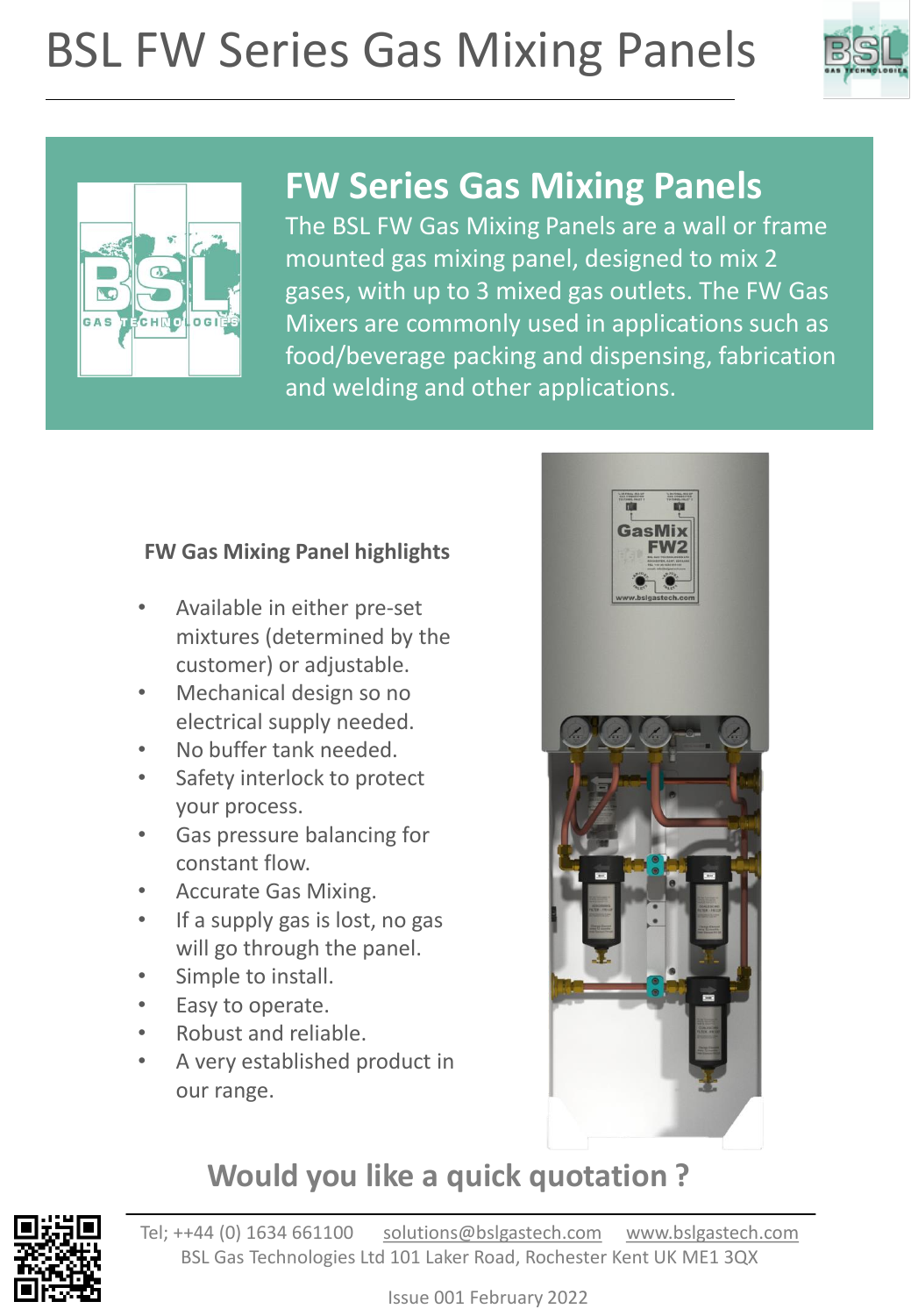# BSL FW Series Gas Mixing Panels

## FW Series Gas Mixing Panels

The BSL FW Gas Mixing Panels are a wall or frame mounted gas mixing panel, designed to mix 2 gases, with up to 3 mixed gas outlets. The FW Gas Mixers are commonly used in applications such as food/beverage packing and dispensing, fabrication and welding and other applications.

### FW Gas Mixing Panel highlights

- Available in either pre-set mixtures (determined by the customer) or adjustable.
- Mechanical design so no electrical supply needed.
- No buffer tank needed.
- Safety interlock to protect your process.
- Gas pressure balancing for constant flow.
- Accurate Gas Mixing.
- If a supply gas is lost, no gas will go through the panel.
- Simple to install.
- Easy to operate.
- Robust and reliable.
- A very established product in our range.

## Would you like a quick quotation ?

Tel; ++44 (0) 1634 661100 solutions@bslgastech.com www.bslgastech.com

BSL Gas Technologies Ltd 101 Laker Road, Rochester Kent UK ME1 3QX

Issue 001 February 2022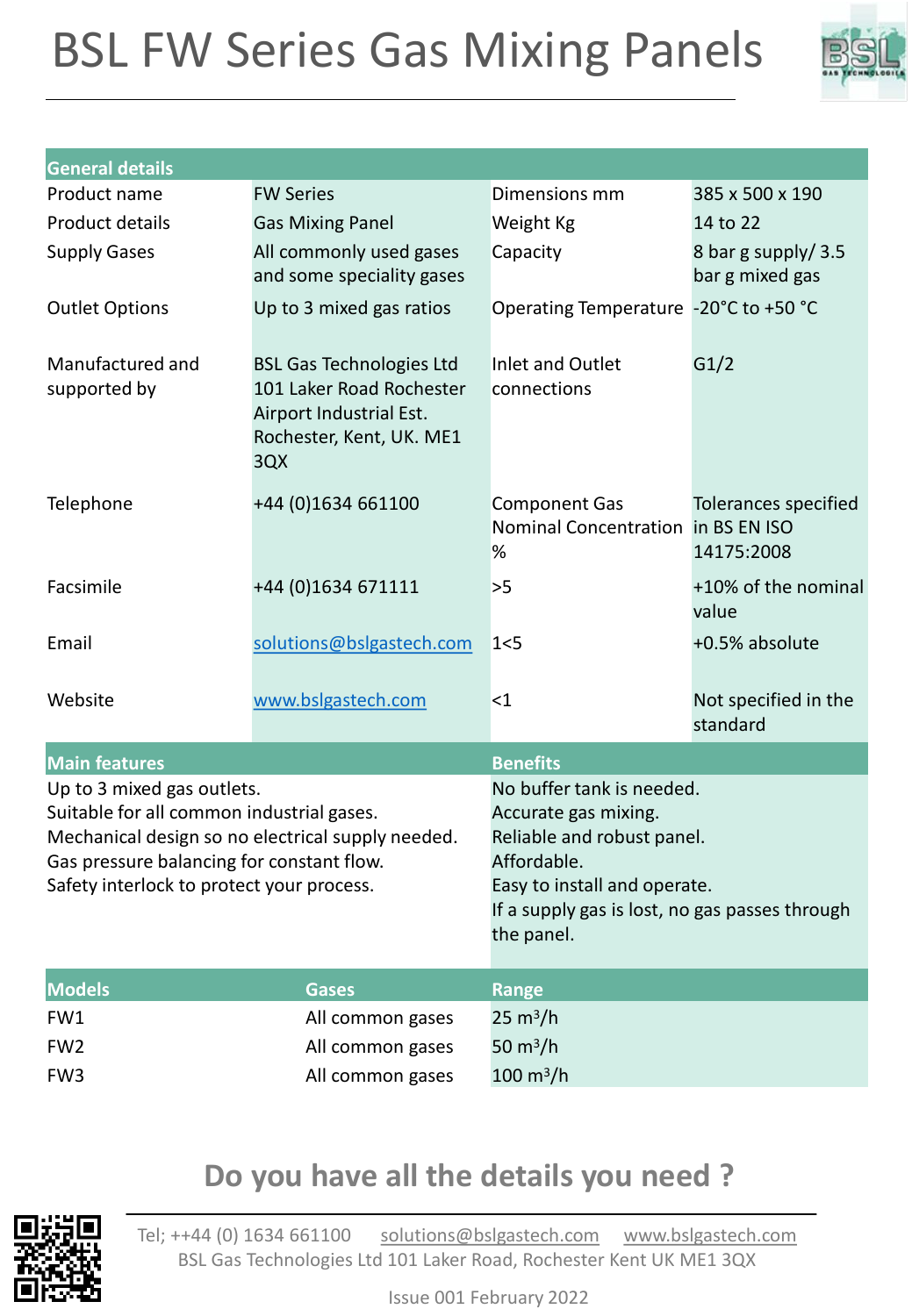# BSL FW Series Gas Mixing Panels

| General details | | | |
|---|---|---|---|
| Product name | FW Series | Dimensions mm | 385 x 500 x 190 |
| Product details | Gas Mixing Panel | Weight Kg | 14 to 22 |
| Supply Gases | All commonly used gases and some speciality gases | Capacity | 8 bar g supply/ 3.5 bar g mixed gas |
| Outlet Options | Up to 3 mixed gas ratios | Operating Temperature | -20°C to +50 °C |
| Manufactured and supported by | BSL Gas Technologies Ltd 101 Laker Road Rochester Airport Industrial Est. Rochester, Kent, UK. ME1 3QX | Inlet and Outlet connections | G1/2 |
| Telephone | +44 (0)1634 661100 | Component Gas Nominal Concentration % | Tolerances specified in BS EN ISO 14175:2008 |
| Facsimile | +44 (0)1634 671111 | >5 | +10% of the nominal value |
| Email | solutions@bslgastech.com | 1<5 | +0.5% absolute |
| Website | www.bslgastech.com | <1 | Not specified in the standard |

| Main features | Benefits |
|---|---|
| Up to 3 mixed gas outlets.<br>Suitable for all common industrial gases.<br>Mechanical design so no electrical supply needed.<br>Gas pressure balancing for constant flow.<br>Safety interlock to protect your process. | No buffer tank is needed.<br>Accurate gas mixing.<br>Reliable and robust panel.<br>Affordable.<br>Easy to install and operate.<br>If a supply gas is lost, no gas passes through the panel. |

| Models | Gases | Range |
|---|---|---|
| FW1 | All common gases | 25 $m^3/h$ |
| FW2 | All common gases | 50 $m^3/h$ |
| FW3 | All common gases | 100 $m^3/h$ |

## Do you have all the details you need ?

Tel; ++44 (0) 1634 661100 solutions@bslgastech.com www.bslgastech.com
BSL Gas Technologies Ltd 101 Laker Road, Rochester Kent UK ME1 3QX

Issue 001 February 2022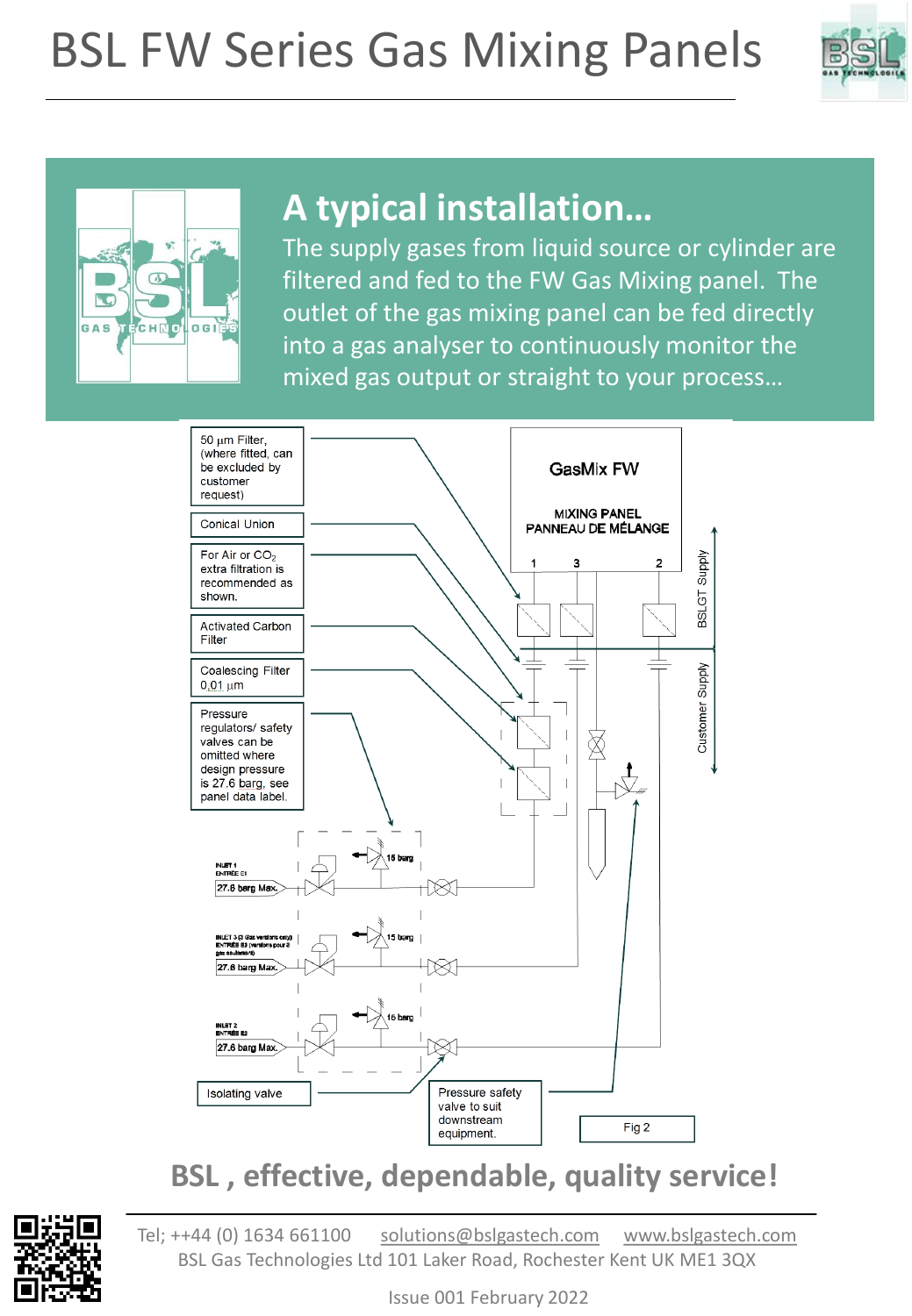# BSL FW Series Gas Mixing Panels

## A typical installation…

The supply gases from liquid source or cylinder are filtered and fed to the FW Gas Mixing panel. The outlet of the gas mixing panel can be fed directly into a gas analyser to continuously monitor the mixed gas output or straight to your process…

50 µm Filter, (where fitted, can be excluded by customer request)

Conical Union

For Air or $CO_2$ extra filtration is recommended as shown.

Activated Carbon Filter

Coalescing Filter 0.01 µm

Pressure regulators/ safety valves can be omitted where design pressure is 27.6 barg, see panel data label.

GasMix FW

MIXING PANEL
PANNEAU DE MÉLANGE

1 3 2

BSLGT Supply

Customer Supply

15 barg

INLET 1
ENTRÉE E1
27.6 barg Max.

INLET 3 (3 Gas versions only)
ENTRÉE E3 (versions pour 3 gaz seulement)
27.6 barg Max.

INLET 2
ENTRÉE E2
27.6 barg Max.

Isolating valve

Pressure safety valve to suit downstream equipment.

Fig 2

**BSL , effective, dependable, quality service!**

Tel; ++44 (0) 1634 661100 solutions@bslgastech.com www.bslgastech.com
BSL Gas Technologies Ltd 101 Laker Road, Rochester Kent UK ME1 3QX

Issue 001 February 2022